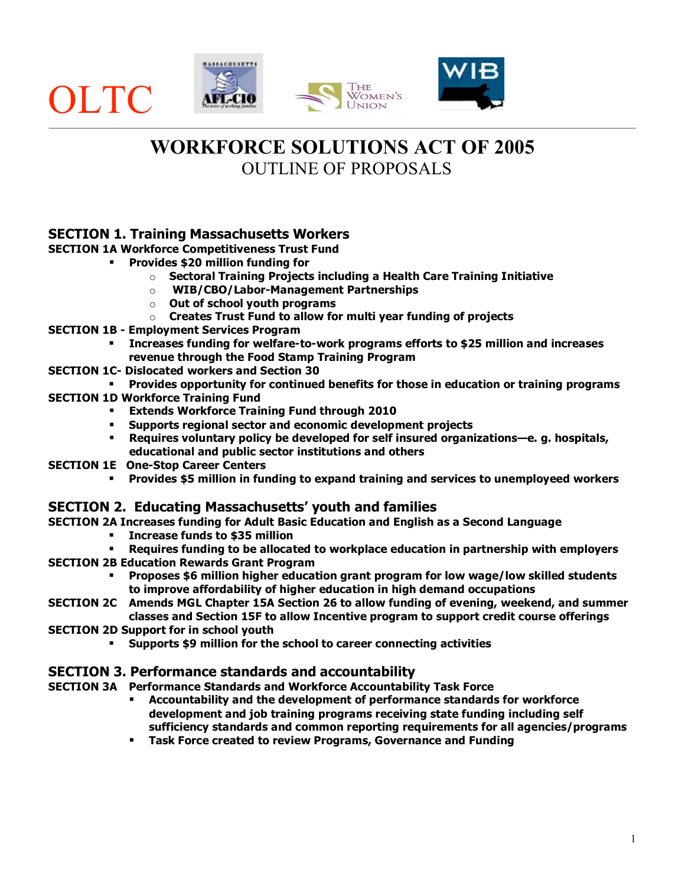OLTC

# WORKFORCE SOLUTIONS ACT OF 2005

## OUTLINE OF PROPOSALS

## SECTION 1. Training Massachusetts Workers

**SECTION 1A Workforce Competitiveness Trust Fund**

- **Provides $20 million funding for**
  - **Sectoral Training Projects including a Health Care Training Initiative**
  - **WIB/CBO/Labor-Management Partnerships**
  - **Out of school youth programs**
  - **Creates Trust Fund to allow for multi year funding of projects**

**SECTION 1B - Employment Services Program**

- **Increases funding for welfare-to-work programs efforts to $25 million and increases revenue through the Food Stamp Training Program**

**SECTION 1C- Dislocated workers and Section 30**

- **Provides opportunity for continued benefits for those in education or training programs**

**SECTION 1D Workforce Training Fund**

- **Extends Workforce Training Fund through 2010**
- **Supports regional sector and economic development projects**
- **Requires voluntary policy be developed for self insured organizations—e. g. hospitals, educational and public sector institutions and others**

**SECTION 1E One-Stop Career Centers**

- **Provides $5 million in funding to expand training and services to unemployeed workers**

## SECTION 2. Educating Massachusetts' youth and families

**SECTION 2A Increases funding for Adult Basic Education and English as a Second Language**

- **Increase funds to $35 million**
- **Requires funding to be allocated to workplace education in partnership with employers**

**SECTION 2B Education Rewards Grant Program**

- **Proposes $6 million higher education grant program for low wage/low skilled students to improve affordability of higher education in high demand occupations**

**SECTION 2C Amends MGL Chapter 15A Section 26 to allow funding of evening, weekend, and summer classes and Section 15F to allow Incentive program to support credit course offerings**

**SECTION 2D Support for in school youth**

- **Supports $9 million for the school to career connecting activities**

## SECTION 3. Performance standards and accountability

**SECTION 3A Performance Standards and Workforce Accountability Task Force**

- **Accountability and the development of performance standards for workforce development and job training programs receiving state funding including self sufficiency standards and common reporting requirements for all agencies/programs**
- **Task Force created to review Programs, Governance and Funding**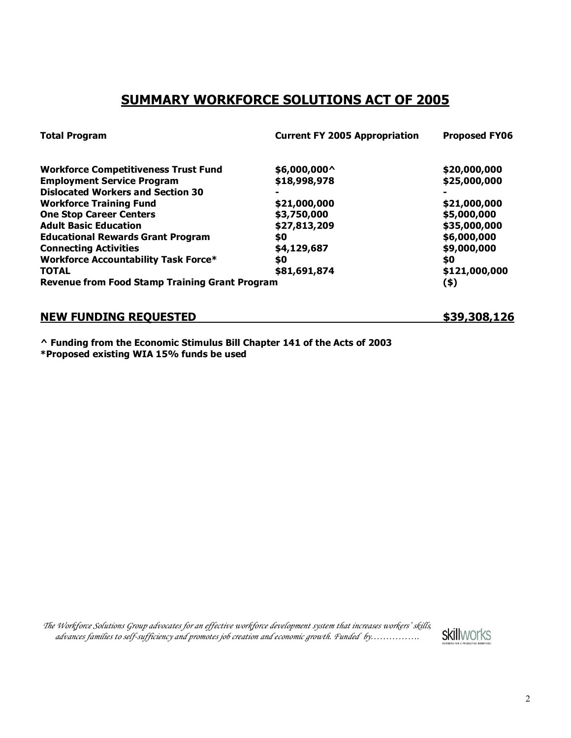# SUMMARY WORKFORCE SOLUTIONS ACT OF 2005

| Total Program | Current FY 2005 Appropriation | Proposed FY06 |
|---|---|---|
| **Workforce Competitiveness Trust Fund** | **$6,000,000^** | **$20,000,000** |
| **Employment Service Program** | **$18,998,978** | **$25,000,000** |
| **Dislocated Workers and Section 30** | **-** | **-** |
| **Workforce Training Fund** | **$21,000,000** | **$21,000,000** |
| **One Stop Career Centers** | **$3,750,000** | **$5,000,000** |
| **Adult Basic Education** | **$27,813,209** | **$35,000,000** |
| **Educational Rewards Grant Program** | **$0** | **$6,000,000** |
| **Connecting Activities** | **$4,129,687** | **$9,000,000** |
| **Workforce Accountability Task Force*** | **$0** | **$0** |
| **TOTAL** | **$81,691,874** | **$121,000,000** |
| **Revenue from Food Stamp Training Grant Program** | | **($)** |

**NEW FUNDING REQUESTED** **$39,308,126**

**^ Funding from the Economic Stimulus Bill Chapter 141 of the Acts of 2003**
***Proposed existing WIA 15% funds be used**

*The Workforce Solutions Group advocates for an effective workforce development system that increases workers' skills, advances families to self-sufficiency and promotes job creation and economic growth. Funded by…………….*

skillworks PARTNERS FOR A PRODUCTIVE WORKFORCE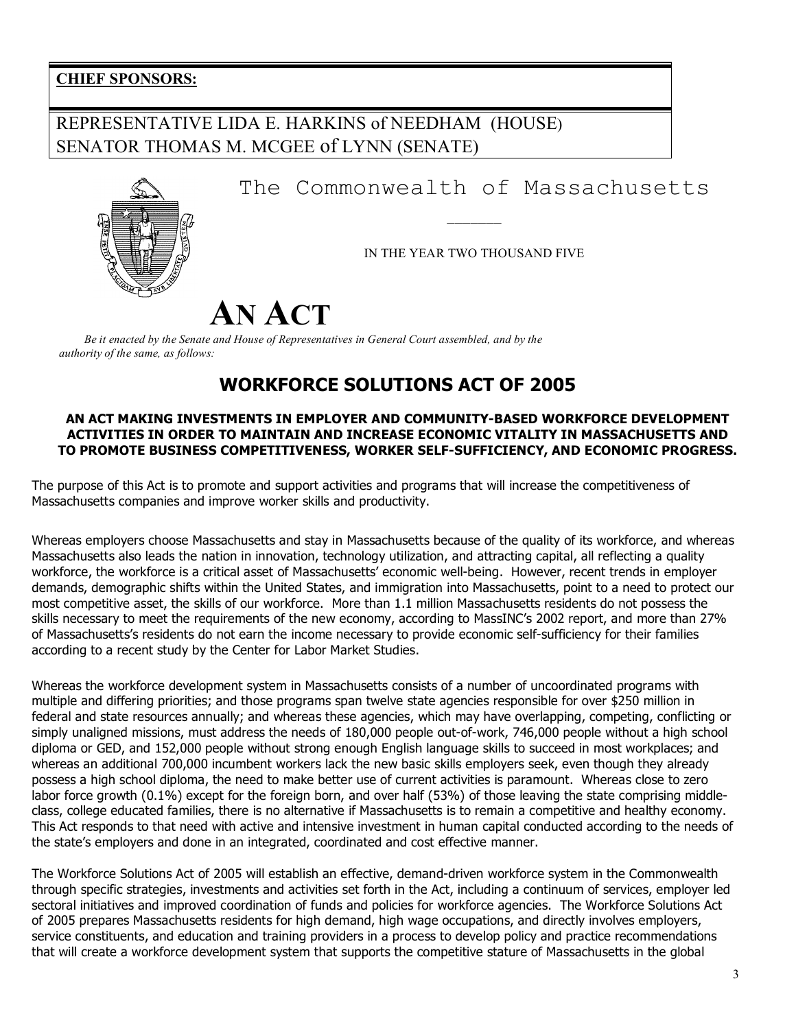**CHIEF SPONSORS:**

REPRESENTATIVE LIDA E. HARKINS of NEEDHAM (HOUSE)
SENATOR THOMAS M. MCGEE of LYNN (SENATE)

The Commonwealth of Massachusetts

IN THE YEAR TWO THOUSAND FIVE

# AN ACT

*Be it enacted by the Senate and House of Representatives in General Court assembled, and by the authority of the same, as follows:*

## WORKFORCE SOLUTIONS ACT OF 2005

**AN ACT MAKING INVESTMENTS IN EMPLOYER AND COMMUNITY-BASED WORKFORCE DEVELOPMENT ACTIVITIES IN ORDER TO MAINTAIN AND INCREASE ECONOMIC VITALITY IN MASSACHUSETTS AND TO PROMOTE BUSINESS COMPETITIVENESS, WORKER SELF-SUFFICIENCY, AND ECONOMIC PROGRESS.**

The purpose of this Act is to promote and support activities and programs that will increase the competitiveness of Massachusetts companies and improve worker skills and productivity.

Whereas employers choose Massachusetts and stay in Massachusetts because of the quality of its workforce, and whereas Massachusetts also leads the nation in innovation, technology utilization, and attracting capital, all reflecting a quality workforce, the workforce is a critical asset of Massachusetts' economic well-being. However, recent trends in employer demands, demographic shifts within the United States, and immigration into Massachusetts, point to a need to protect our most competitive asset, the skills of our workforce. More than 1.1 million Massachusetts residents do not possess the skills necessary to meet the requirements of the new economy, according to MassINC's 2002 report, and more than 27% of Massachusetts's residents do not earn the income necessary to provide economic self-sufficiency for their families according to a recent study by the Center for Labor Market Studies.

Whereas the workforce development system in Massachusetts consists of a number of uncoordinated programs with multiple and differing priorities; and those programs span twelve state agencies responsible for over $250 million in federal and state resources annually; and whereas these agencies, which may have overlapping, competing, conflicting or simply unaligned missions, must address the needs of 180,000 people out-of-work, 746,000 people without a high school diploma or GED, and 152,000 people without strong enough English language skills to succeed in most workplaces; and whereas an additional 700,000 incumbent workers lack the new basic skills employers seek, even though they already possess a high school diploma, the need to make better use of current activities is paramount. Whereas close to zero labor force growth (0.1%) except for the foreign born, and over half (53%) of those leaving the state comprising middle-class, college educated families, there is no alternative if Massachusetts is to remain a competitive and healthy economy. This Act responds to that need with active and intensive investment in human capital conducted according to the needs of the state's employers and done in an integrated, coordinated and cost effective manner.

The Workforce Solutions Act of 2005 will establish an effective, demand-driven workforce system in the Commonwealth through specific strategies, investments and activities set forth in the Act, including a continuum of services, employer led sectoral initiatives and improved coordination of funds and policies for workforce agencies. The Workforce Solutions Act of 2005 prepares Massachusetts residents for high demand, high wage occupations, and directly involves employers, service constituents, and education and training providers in a process to develop policy and practice recommendations that will create a workforce development system that supports the competitive stature of Massachusetts in the global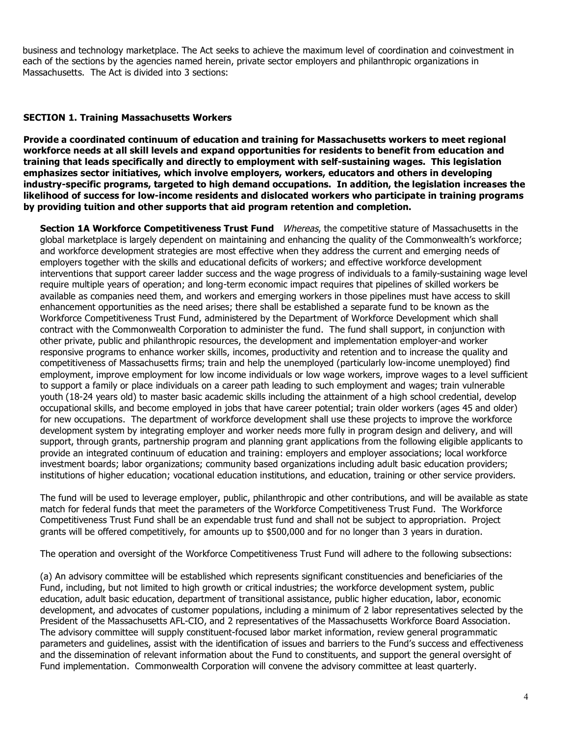business and technology marketplace. The Act seeks to achieve the maximum level of coordination and coinvestment in each of the sections by the agencies named herein, private sector employers and philanthropic organizations in Massachusetts. The Act is divided into 3 sections:

## SECTION 1. Training Massachusetts Workers

**Provide a coordinated continuum of education and training for Massachusetts workers to meet regional workforce needs at all skill levels and expand opportunities for residents to benefit from education and training that leads specifically and directly to employment with self-sustaining wages. This legislation emphasizes sector initiatives, which involve employers, workers, educators and others in developing industry-specific programs, targeted to high demand occupations. In addition, the legislation increases the likelihood of success for low-income residents and dislocated workers who participate in training programs by providing tuition and other supports that aid program retention and completion.**

**Section 1A Workforce Competitiveness Trust Fund** *Whereas*, the competitive stature of Massachusetts in the global marketplace is largely dependent on maintaining and enhancing the quality of the Commonwealth's workforce; and workforce development strategies are most effective when they address the current and emerging needs of employers together with the skills and educational deficits of workers; and effective workforce development interventions that support career ladder success and the wage progress of individuals to a family-sustaining wage level require multiple years of operation; and long-term economic impact requires that pipelines of skilled workers be available as companies need them, and workers and emerging workers in those pipelines must have access to skill enhancement opportunities as the need arises; there shall be established a separate fund to be known as the Workforce Competitiveness Trust Fund, administered by the Department of Workforce Development which shall contract with the Commonwealth Corporation to administer the fund. The fund shall support, in conjunction with other private, public and philanthropic resources, the development and implementation employer-and worker responsive programs to enhance worker skills, incomes, productivity and retention and to increase the quality and competitiveness of Massachusetts firms; train and help the unemployed (particularly low-income unemployed) find employment, improve employment for low income individuals or low wage workers, improve wages to a level sufficient to support a family or place individuals on a career path leading to such employment and wages; train vulnerable youth (18-24 years old) to master basic academic skills including the attainment of a high school credential, develop occupational skills, and become employed in jobs that have career potential; train older workers (ages 45 and older) for new occupations. The department of workforce development shall use these projects to improve the workforce development system by integrating employer and worker needs more fully in program design and delivery, and will support, through grants, partnership program and planning grant applications from the following eligible applicants to provide an integrated continuum of education and training: employers and employer associations; local workforce investment boards; labor organizations; community based organizations including adult basic education providers; institutions of higher education; vocational education institutions, and education, training or other service providers.

The fund will be used to leverage employer, public, philanthropic and other contributions, and will be available as state match for federal funds that meet the parameters of the Workforce Competitiveness Trust Fund. The Workforce Competitiveness Trust Fund shall be an expendable trust fund and shall not be subject to appropriation. Project grants will be offered competitively, for amounts up to $500,000 and for no longer than 3 years in duration.

The operation and oversight of the Workforce Competitiveness Trust Fund will adhere to the following subsections:

(a) An advisory committee will be established which represents significant constituencies and beneficiaries of the Fund, including, but not limited to high growth or critical industries; the workforce development system, public education, adult basic education, department of transitional assistance, public higher education, labor, economic development, and advocates of customer populations, including a minimum of 2 labor representatives selected by the President of the Massachusetts AFL-CIO, and 2 representatives of the Massachusetts Workforce Board Association. The advisory committee will supply constituent-focused labor market information, review general programmatic parameters and guidelines, assist with the identification of issues and barriers to the Fund's success and effectiveness and the dissemination of relevant information about the Fund to constituents, and support the general oversight of Fund implementation. Commonwealth Corporation will convene the advisory committee at least quarterly.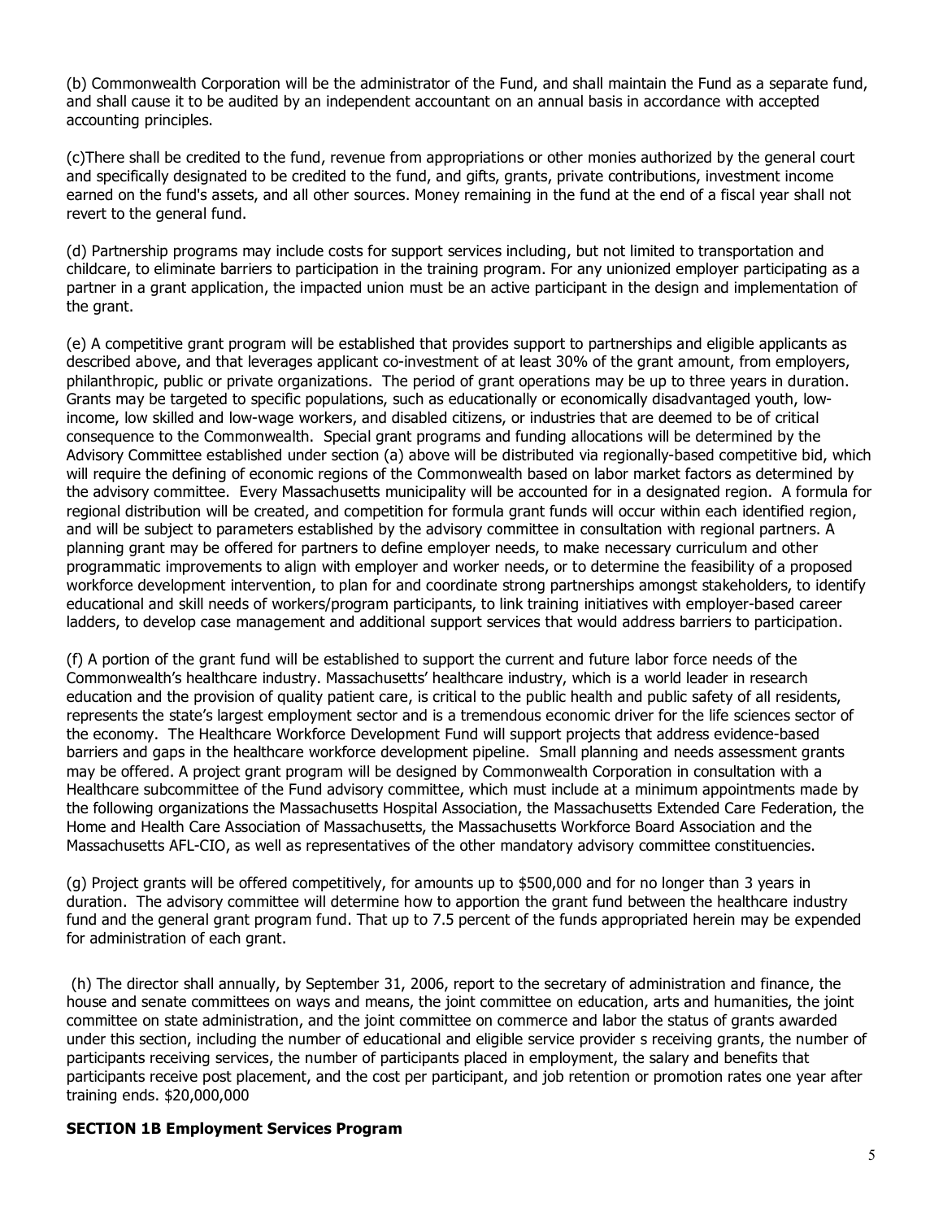(b) Commonwealth Corporation will be the administrator of the Fund, and shall maintain the Fund as a separate fund, and shall cause it to be audited by an independent accountant on an annual basis in accordance with accepted accounting principles.

(c)There shall be credited to the fund, revenue from appropriations or other monies authorized by the general court and specifically designated to be credited to the fund, and gifts, grants, private contributions, investment income earned on the fund's assets, and all other sources. Money remaining in the fund at the end of a fiscal year shall not revert to the general fund.

(d) Partnership programs may include costs for support services including, but not limited to transportation and childcare, to eliminate barriers to participation in the training program. For any unionized employer participating as a partner in a grant application, the impacted union must be an active participant in the design and implementation of the grant.

(e) A competitive grant program will be established that provides support to partnerships and eligible applicants as described above, and that leverages applicant co-investment of at least 30% of the grant amount, from employers, philanthropic, public or private organizations. The period of grant operations may be up to three years in duration. Grants may be targeted to specific populations, such as educationally or economically disadvantaged youth, low-income, low skilled and low-wage workers, and disabled citizens, or industries that are deemed to be of critical consequence to the Commonwealth. Special grant programs and funding allocations will be determined by the Advisory Committee established under section (a) above will be distributed via regionally-based competitive bid, which will require the defining of economic regions of the Commonwealth based on labor market factors as determined by the advisory committee. Every Massachusetts municipality will be accounted for in a designated region. A formula for regional distribution will be created, and competition for formula grant funds will occur within each identified region, and will be subject to parameters established by the advisory committee in consultation with regional partners. A planning grant may be offered for partners to define employer needs, to make necessary curriculum and other programmatic improvements to align with employer and worker needs, or to determine the feasibility of a proposed workforce development intervention, to plan for and coordinate strong partnerships amongst stakeholders, to identify educational and skill needs of workers/program participants, to link training initiatives with employer-based career ladders, to develop case management and additional support services that would address barriers to participation.

(f) A portion of the grant fund will be established to support the current and future labor force needs of the Commonwealth's healthcare industry. Massachusetts' healthcare industry, which is a world leader in research education and the provision of quality patient care, is critical to the public health and public safety of all residents, represents the state's largest employment sector and is a tremendous economic driver for the life sciences sector of the economy. The Healthcare Workforce Development Fund will support projects that address evidence-based barriers and gaps in the healthcare workforce development pipeline. Small planning and needs assessment grants may be offered. A project grant program will be designed by Commonwealth Corporation in consultation with a Healthcare subcommittee of the Fund advisory committee, which must include at a minimum appointments made by the following organizations the Massachusetts Hospital Association, the Massachusetts Extended Care Federation, the Home and Health Care Association of Massachusetts, the Massachusetts Workforce Board Association and the Massachusetts AFL-CIO, as well as representatives of the other mandatory advisory committee constituencies.

(g) Project grants will be offered competitively, for amounts up to $500,000 and for no longer than 3 years in duration. The advisory committee will determine how to apportion the grant fund between the healthcare industry fund and the general grant program fund. That up to 7.5 percent of the funds appropriated herein may be expended for administration of each grant.

(h) The director shall annually, by September 31, 2006, report to the secretary of administration and finance, the house and senate committees on ways and means, the joint committee on education, arts and humanities, the joint committee on state administration, and the joint committee on commerce and labor the status of grants awarded under this section, including the number of educational and eligible service provider s receiving grants, the number of participants receiving services, the number of participants placed in employment, the salary and benefits that participants receive post placement, and the cost per participant, and job retention or promotion rates one year after training ends. $20,000,000

**SECTION 1B Employment Services Program**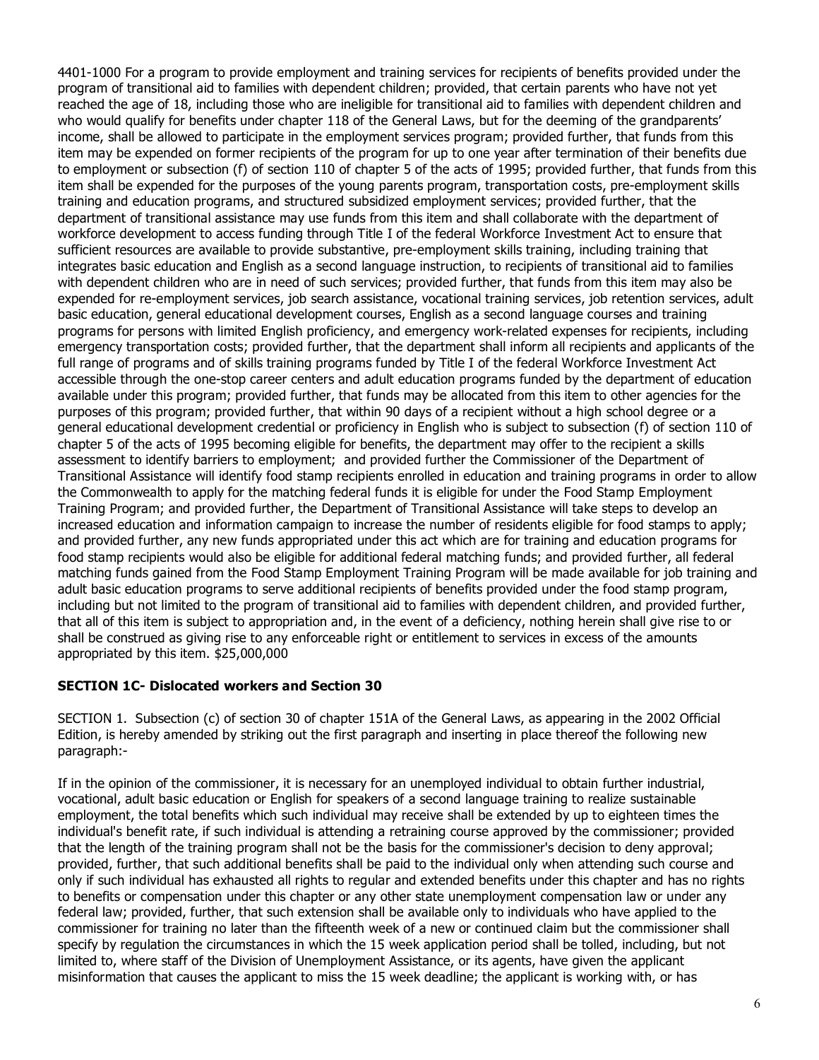4401-1000 For a program to provide employment and training services for recipients of benefits provided under the program of transitional aid to families with dependent children; provided, that certain parents who have not yet reached the age of 18, including those who are ineligible for transitional aid to families with dependent children and who would qualify for benefits under chapter 118 of the General Laws, but for the deeming of the grandparents' income, shall be allowed to participate in the employment services program; provided further, that funds from this item may be expended on former recipients of the program for up to one year after termination of their benefits due to employment or subsection (f) of section 110 of chapter 5 of the acts of 1995; provided further, that funds from this item shall be expended for the purposes of the young parents program, transportation costs, pre-employment skills training and education programs, and structured subsidized employment services; provided further, that the department of transitional assistance may use funds from this item and shall collaborate with the department of workforce development to access funding through Title I of the federal Workforce Investment Act to ensure that sufficient resources are available to provide substantive, pre-employment skills training, including training that integrates basic education and English as a second language instruction, to recipients of transitional aid to families with dependent children who are in need of such services; provided further, that funds from this item may also be expended for re-employment services, job search assistance, vocational training services, job retention services, adult basic education, general educational development courses, English as a second language courses and training programs for persons with limited English proficiency, and emergency work-related expenses for recipients, including emergency transportation costs; provided further, that the department shall inform all recipients and applicants of the full range of programs and of skills training programs funded by Title I of the federal Workforce Investment Act accessible through the one-stop career centers and adult education programs funded by the department of education available under this program; provided further, that funds may be allocated from this item to other agencies for the purposes of this program; provided further, that within 90 days of a recipient without a high school degree or a general educational development credential or proficiency in English who is subject to subsection (f) of section 110 of chapter 5 of the acts of 1995 becoming eligible for benefits, the department may offer to the recipient a skills assessment to identify barriers to employment; and provided further the Commissioner of the Department of Transitional Assistance will identify food stamp recipients enrolled in education and training programs in order to allow the Commonwealth to apply for the matching federal funds it is eligible for under the Food Stamp Employment Training Program; and provided further, the Department of Transitional Assistance will take steps to develop an increased education and information campaign to increase the number of residents eligible for food stamps to apply; and provided further, any new funds appropriated under this act which are for training and education programs for food stamp recipients would also be eligible for additional federal matching funds; and provided further, all federal matching funds gained from the Food Stamp Employment Training Program will be made available for job training and adult basic education programs to serve additional recipients of benefits provided under the food stamp program, including but not limited to the program of transitional aid to families with dependent children, and provided further, that all of this item is subject to appropriation and, in the event of a deficiency, nothing herein shall give rise to or shall be construed as giving rise to any enforceable right or entitlement to services in excess of the amounts appropriated by this item. $25,000,000

**SECTION 1C- Dislocated workers and Section 30**

SECTION 1. Subsection (c) of section 30 of chapter 151A of the General Laws, as appearing in the 2002 Official Edition, is hereby amended by striking out the first paragraph and inserting in place thereof the following new paragraph:-

If in the opinion of the commissioner, it is necessary for an unemployed individual to obtain further industrial, vocational, adult basic education or English for speakers of a second language training to realize sustainable employment, the total benefits which such individual may receive shall be extended by up to eighteen times the individual's benefit rate, if such individual is attending a retraining course approved by the commissioner; provided that the length of the training program shall not be the basis for the commissioner's decision to deny approval; provided, further, that such additional benefits shall be paid to the individual only when attending such course and only if such individual has exhausted all rights to regular and extended benefits under this chapter and has no rights to benefits or compensation under this chapter or any other state unemployment compensation law or under any federal law; provided, further, that such extension shall be available only to individuals who have applied to the commissioner for training no later than the fifteenth week of a new or continued claim but the commissioner shall specify by regulation the circumstances in which the 15 week application period shall be tolled, including, but not limited to, where staff of the Division of Unemployment Assistance, or its agents, have given the applicant misinformation that causes the applicant to miss the 15 week deadline; the applicant is working with, or has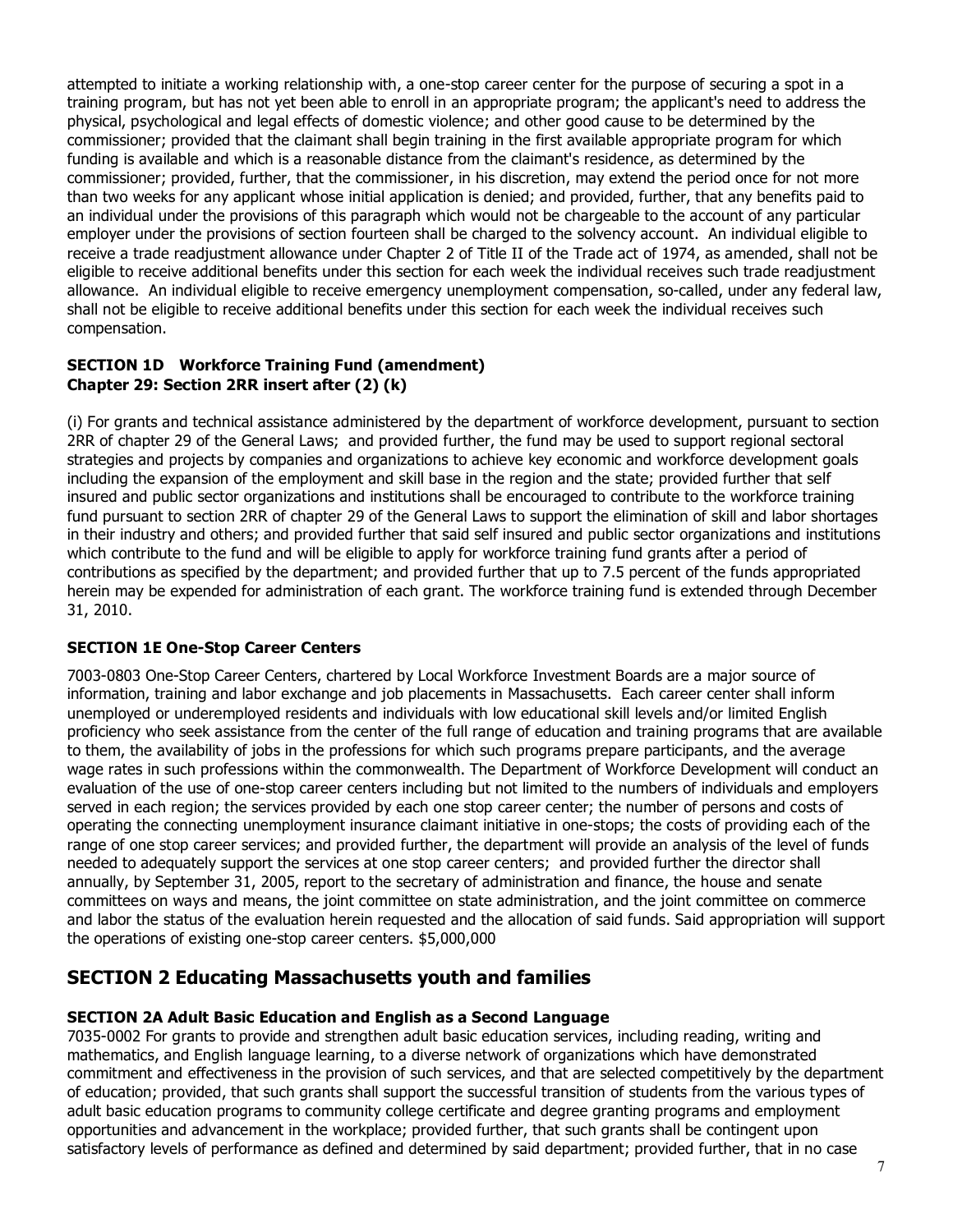attempted to initiate a working relationship with, a one-stop career center for the purpose of securing a spot in a training program, but has not yet been able to enroll in an appropriate program; the applicant's need to address the physical, psychological and legal effects of domestic violence; and other good cause to be determined by the commissioner; provided that the claimant shall begin training in the first available appropriate program for which funding is available and which is a reasonable distance from the claimant's residence, as determined by the commissioner; provided, further, that the commissioner, in his discretion, may extend the period once for not more than two weeks for any applicant whose initial application is denied; and provided, further, that any benefits paid to an individual under the provisions of this paragraph which would not be chargeable to the account of any particular employer under the provisions of section fourteen shall be charged to the solvency account. An individual eligible to receive a trade readjustment allowance under Chapter 2 of Title II of the Trade act of 1974, as amended, shall not be eligible to receive additional benefits under this section for each week the individual receives such trade readjustment allowance. An individual eligible to receive emergency unemployment compensation, so-called, under any federal law, shall not be eligible to receive additional benefits under this section for each week the individual receives such compensation.

### SECTION 1D Workforce Training Fund (amendment)
### Chapter 29: Section 2RR insert after (2) (k)

(i) For grants and technical assistance administered by the department of workforce development, pursuant to section 2RR of chapter 29 of the General Laws; and provided further, the fund may be used to support regional sectoral strategies and projects by companies and organizations to achieve key economic and workforce development goals including the expansion of the employment and skill base in the region and the state; provided further that self insured and public sector organizations and institutions shall be encouraged to contribute to the workforce training fund pursuant to section 2RR of chapter 29 of the General Laws to support the elimination of skill and labor shortages in their industry and others; and provided further that said self insured and public sector organizations and institutions which contribute to the fund and will be eligible to apply for workforce training fund grants after a period of contributions as specified by the department; and provided further that up to 7.5 percent of the funds appropriated herein may be expended for administration of each grant. The workforce training fund is extended through December 31, 2010.

### SECTION 1E One-Stop Career Centers

7003-0803 One-Stop Career Centers, chartered by Local Workforce Investment Boards are a major source of information, training and labor exchange and job placements in Massachusetts. Each career center shall inform unemployed or underemployed residents and individuals with low educational skill levels and/or limited English proficiency who seek assistance from the center of the full range of education and training programs that are available to them, the availability of jobs in the professions for which such programs prepare participants, and the average wage rates in such professions within the commonwealth. The Department of Workforce Development will conduct an evaluation of the use of one-stop career centers including but not limited to the numbers of individuals and employers served in each region; the services provided by each one stop career center; the number of persons and costs of operating the connecting unemployment insurance claimant initiative in one-stops; the costs of providing each of the range of one stop career services; and provided further, the department will provide an analysis of the level of funds needed to adequately support the services at one stop career centers; and provided further the director shall annually, by September 31, 2005, report to the secretary of administration and finance, the house and senate committees on ways and means, the joint committee on state administration, and the joint committee on commerce and labor the status of the evaluation herein requested and the allocation of said funds. Said appropriation will support the operations of existing one-stop career centers. $5,000,000

## SECTION 2 Educating Massachusetts youth and families

### SECTION 2A Adult Basic Education and English as a Second Language

7035-0002 For grants to provide and strengthen adult basic education services, including reading, writing and mathematics, and English language learning, to a diverse network of organizations which have demonstrated commitment and effectiveness in the provision of such services, and that are selected competitively by the department of education; provided, that such grants shall support the successful transition of students from the various types of adult basic education programs to community college certificate and degree granting programs and employment opportunities and advancement in the workplace; provided further, that such grants shall be contingent upon satisfactory levels of performance as defined and determined by said department; provided further, that in no case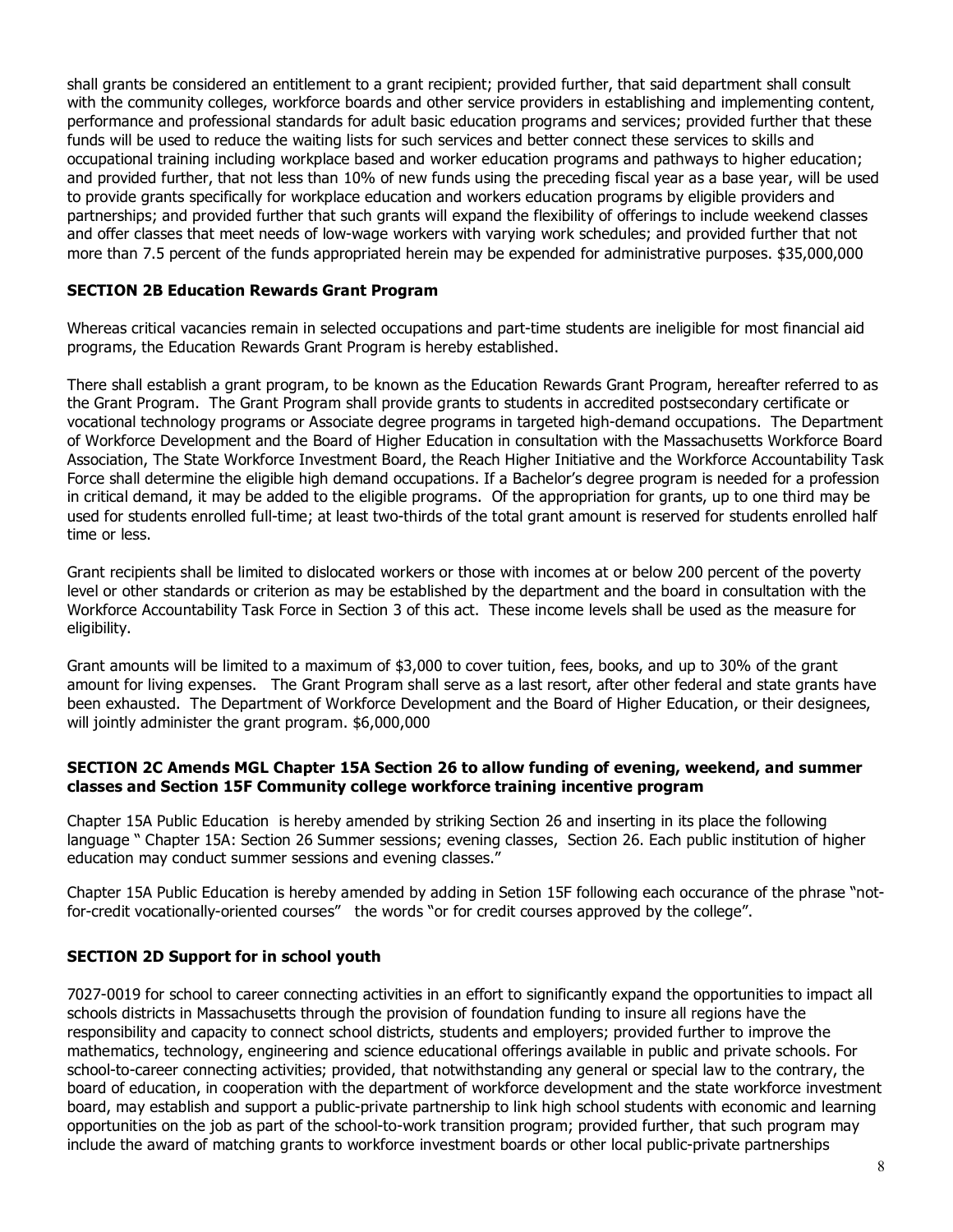shall grants be considered an entitlement to a grant recipient; provided further, that said department shall consult with the community colleges, workforce boards and other service providers in establishing and implementing content, performance and professional standards for adult basic education programs and services; provided further that these funds will be used to reduce the waiting lists for such services and better connect these services to skills and occupational training including workplace based and worker education programs and pathways to higher education; and provided further, that not less than 10% of new funds using the preceding fiscal year as a base year, will be used to provide grants specifically for workplace education and workers education programs by eligible providers and partnerships; and provided further that such grants will expand the flexibility of offerings to include weekend classes and offer classes that meet needs of low-wage workers with varying work schedules; and provided further that not more than 7.5 percent of the funds appropriated herein may be expended for administrative purposes. $35,000,000

**SECTION 2B Education Rewards Grant Program**

Whereas critical vacancies remain in selected occupations and part-time students are ineligible for most financial aid programs, the Education Rewards Grant Program is hereby established.

There shall establish a grant program, to be known as the Education Rewards Grant Program, hereafter referred to as the Grant Program. The Grant Program shall provide grants to students in accredited postsecondary certificate or vocational technology programs or Associate degree programs in targeted high-demand occupations. The Department of Workforce Development and the Board of Higher Education in consultation with the Massachusetts Workforce Board Association, The State Workforce Investment Board, the Reach Higher Initiative and the Workforce Accountability Task Force shall determine the eligible high demand occupations. If a Bachelor's degree program is needed for a profession in critical demand, it may be added to the eligible programs. Of the appropriation for grants, up to one third may be used for students enrolled full-time; at least two-thirds of the total grant amount is reserved for students enrolled half time or less.

Grant recipients shall be limited to dislocated workers or those with incomes at or below 200 percent of the poverty level or other standards or criterion as may be established by the department and the board in consultation with the Workforce Accountability Task Force in Section 3 of this act. These income levels shall be used as the measure for eligibility.

Grant amounts will be limited to a maximum of $3,000 to cover tuition, fees, books, and up to 30% of the grant amount for living expenses. The Grant Program shall serve as a last resort, after other federal and state grants have been exhausted. The Department of Workforce Development and the Board of Higher Education, or their designees, will jointly administer the grant program. $6,000,000

**SECTION 2C Amends MGL Chapter 15A Section 26 to allow funding of evening, weekend, and summer classes and Section 15F Community college workforce training incentive program**

Chapter 15A Public Education is hereby amended by striking Section 26 and inserting in its place the following language " Chapter 15A: Section 26 Summer sessions; evening classes, Section 26. Each public institution of higher education may conduct summer sessions and evening classes."

Chapter 15A Public Education is hereby amended by adding in Setion 15F following each occurance of the phrase "not-for-credit vocationally-oriented courses" the words "or for credit courses approved by the college".

**SECTION 2D Support for in school youth**

7027-0019 for school to career connecting activities in an effort to significantly expand the opportunities to impact all schools districts in Massachusetts through the provision of foundation funding to insure all regions have the responsibility and capacity to connect school districts, students and employers; provided further to improve the mathematics, technology, engineering and science educational offerings available in public and private schools. For school-to-career connecting activities; provided, that notwithstanding any general or special law to the contrary, the board of education, in cooperation with the department of workforce development and the state workforce investment board, may establish and support a public-private partnership to link high school students with economic and learning opportunities on the job as part of the school-to-work transition program; provided further, that such program may include the award of matching grants to workforce investment boards or other local public-private partnerships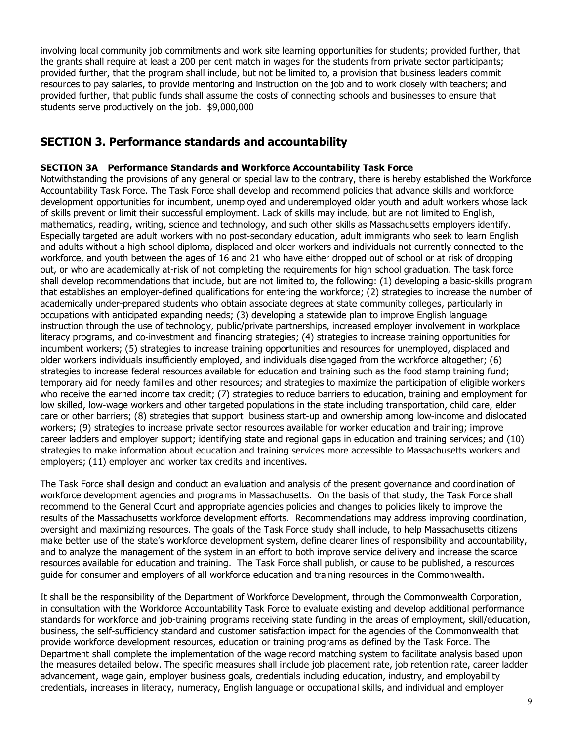involving local community job commitments and work site learning opportunities for students; provided further, that the grants shall require at least a 200 per cent match in wages for the students from private sector participants; provided further, that the program shall include, but not be limited to, a provision that business leaders commit resources to pay salaries, to provide mentoring and instruction on the job and to work closely with teachers; and provided further, that public funds shall assume the costs of connecting schools and businesses to ensure that students serve productively on the job. $9,000,000

## SECTION 3. Performance standards and accountability

**SECTION 3A Performance Standards and Workforce Accountability Task Force**

Notwithstanding the provisions of any general or special law to the contrary, there is hereby established the Workforce Accountability Task Force. The Task Force shall develop and recommend policies that advance skills and workforce development opportunities for incumbent, unemployed and underemployed older youth and adult workers whose lack of skills prevent or limit their successful employment. Lack of skills may include, but are not limited to English, mathematics, reading, writing, science and technology, and such other skills as Massachusetts employers identify. Especially targeted are adult workers with no post-secondary education, adult immigrants who seek to learn English and adults without a high school diploma, displaced and older workers and individuals not currently connected to the workforce, and youth between the ages of 16 and 21 who have either dropped out of school or at risk of dropping out, or who are academically at-risk of not completing the requirements for high school graduation. The task force shall develop recommendations that include, but are not limited to, the following: (1) developing a basic-skills program that establishes an employer-defined qualifications for entering the workforce; (2) strategies to increase the number of academically under-prepared students who obtain associate degrees at state community colleges, particularly in occupations with anticipated expanding needs; (3) developing a statewide plan to improve English language instruction through the use of technology, public/private partnerships, increased employer involvement in workplace literacy programs, and co-investment and financing strategies; (4) strategies to increase training opportunities for incumbent workers; (5) strategies to increase training opportunities and resources for unemployed, displaced and older workers individuals insufficiently employed, and individuals disengaged from the workforce altogether; (6) strategies to increase federal resources available for education and training such as the food stamp training fund; temporary aid for needy families and other resources; and strategies to maximize the participation of eligible workers who receive the earned income tax credit; (7) strategies to reduce barriers to education, training and employment for low skilled, low-wage workers and other targeted populations in the state including transportation, child care, elder care or other barriers; (8) strategies that support business start-up and ownership among low-income and dislocated workers; (9) strategies to increase private sector resources available for worker education and training; improve career ladders and employer support; identifying state and regional gaps in education and training services; and (10) strategies to make information about education and training services more accessible to Massachusetts workers and employers; (11) employer and worker tax credits and incentives.

The Task Force shall design and conduct an evaluation and analysis of the present governance and coordination of workforce development agencies and programs in Massachusetts. On the basis of that study, the Task Force shall recommend to the General Court and appropriate agencies policies and changes to policies likely to improve the results of the Massachusetts workforce development efforts. Recommendations may address improving coordination, oversight and maximizing resources. The goals of the Task Force study shall include, to help Massachusetts citizens make better use of the state's workforce development system, define clearer lines of responsibility and accountability, and to analyze the management of the system in an effort to both improve service delivery and increase the scarce resources available for education and training. The Task Force shall publish, or cause to be published, a resources guide for consumer and employers of all workforce education and training resources in the Commonwealth.

It shall be the responsibility of the Department of Workforce Development, through the Commonwealth Corporation, in consultation with the Workforce Accountability Task Force to evaluate existing and develop additional performance standards for workforce and job-training programs receiving state funding in the areas of employment, skill/education, business, the self-sufficiency standard and customer satisfaction impact for the agencies of the Commonwealth that provide workforce development resources, education or training programs as defined by the Task Force. The Department shall complete the implementation of the wage record matching system to facilitate analysis based upon the measures detailed below. The specific measures shall include job placement rate, job retention rate, career ladder advancement, wage gain, employer business goals, credentials including education, industry, and employability credentials, increases in literacy, numeracy, English language or occupational skills, and individual and employer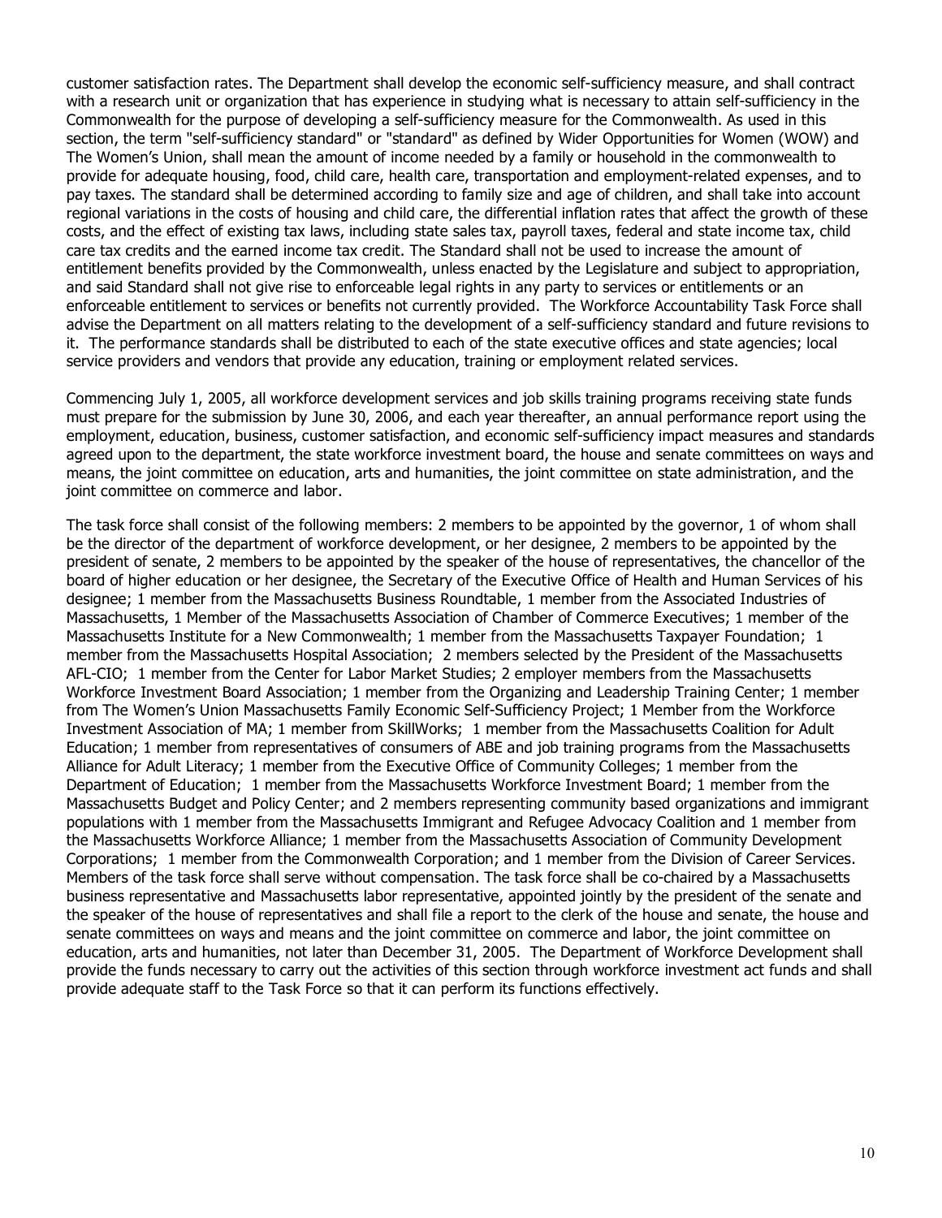customer satisfaction rates. The Department shall develop the economic self-sufficiency measure, and shall contract with a research unit or organization that has experience in studying what is necessary to attain self-sufficiency in the Commonwealth for the purpose of developing a self-sufficiency measure for the Commonwealth. As used in this section, the term "self-sufficiency standard" or "standard" as defined by Wider Opportunities for Women (WOW) and The Women's Union, shall mean the amount of income needed by a family or household in the commonwealth to provide for adequate housing, food, child care, health care, transportation and employment-related expenses, and to pay taxes. The standard shall be determined according to family size and age of children, and shall take into account regional variations in the costs of housing and child care, the differential inflation rates that affect the growth of these costs, and the effect of existing tax laws, including state sales tax, payroll taxes, federal and state income tax, child care tax credits and the earned income tax credit. The Standard shall not be used to increase the amount of entitlement benefits provided by the Commonwealth, unless enacted by the Legislature and subject to appropriation, and said Standard shall not give rise to enforceable legal rights in any party to services or entitlements or an enforceable entitlement to services or benefits not currently provided. The Workforce Accountability Task Force shall advise the Department on all matters relating to the development of a self-sufficiency standard and future revisions to it. The performance standards shall be distributed to each of the state executive offices and state agencies; local service providers and vendors that provide any education, training or employment related services.

Commencing July 1, 2005, all workforce development services and job skills training programs receiving state funds must prepare for the submission by June 30, 2006, and each year thereafter, an annual performance report using the employment, education, business, customer satisfaction, and economic self-sufficiency impact measures and standards agreed upon to the department, the state workforce investment board, the house and senate committees on ways and means, the joint committee on education, arts and humanities, the joint committee on state administration, and the joint committee on commerce and labor.

The task force shall consist of the following members: 2 members to be appointed by the governor, 1 of whom shall be the director of the department of workforce development, or her designee, 2 members to be appointed by the president of senate, 2 members to be appointed by the speaker of the house of representatives, the chancellor of the board of higher education or her designee, the Secretary of the Executive Office of Health and Human Services of his designee; 1 member from the Massachusetts Business Roundtable, 1 member from the Associated Industries of Massachusetts, 1 Member of the Massachusetts Association of Chamber of Commerce Executives; 1 member of the Massachusetts Institute for a New Commonwealth; 1 member from the Massachusetts Taxpayer Foundation; 1 member from the Massachusetts Hospital Association; 2 members selected by the President of the Massachusetts AFL-CIO; 1 member from the Center for Labor Market Studies; 2 employer members from the Massachusetts Workforce Investment Board Association; 1 member from the Organizing and Leadership Training Center; 1 member from The Women's Union Massachusetts Family Economic Self-Sufficiency Project; 1 Member from the Workforce Investment Association of MA; 1 member from SkillWorks; 1 member from the Massachusetts Coalition for Adult Education; 1 member from representatives of consumers of ABE and job training programs from the Massachusetts Alliance for Adult Literacy; 1 member from the Executive Office of Community Colleges; 1 member from the Department of Education; 1 member from the Massachusetts Workforce Investment Board; 1 member from the Massachusetts Budget and Policy Center; and 2 members representing community based organizations and immigrant populations with 1 member from the Massachusetts Immigrant and Refugee Advocacy Coalition and 1 member from the Massachusetts Workforce Alliance; 1 member from the Massachusetts Association of Community Development Corporations; 1 member from the Commonwealth Corporation; and 1 member from the Division of Career Services. Members of the task force shall serve without compensation. The task force shall be co-chaired by a Massachusetts business representative and Massachusetts labor representative, appointed jointly by the president of the senate and the speaker of the house of representatives and shall file a report to the clerk of the house and senate, the house and senate committees on ways and means and the joint committee on commerce and labor, the joint committee on education, arts and humanities, not later than December 31, 2005. The Department of Workforce Development shall provide the funds necessary to carry out the activities of this section through workforce investment act funds and shall provide adequate staff to the Task Force so that it can perform its functions effectively.